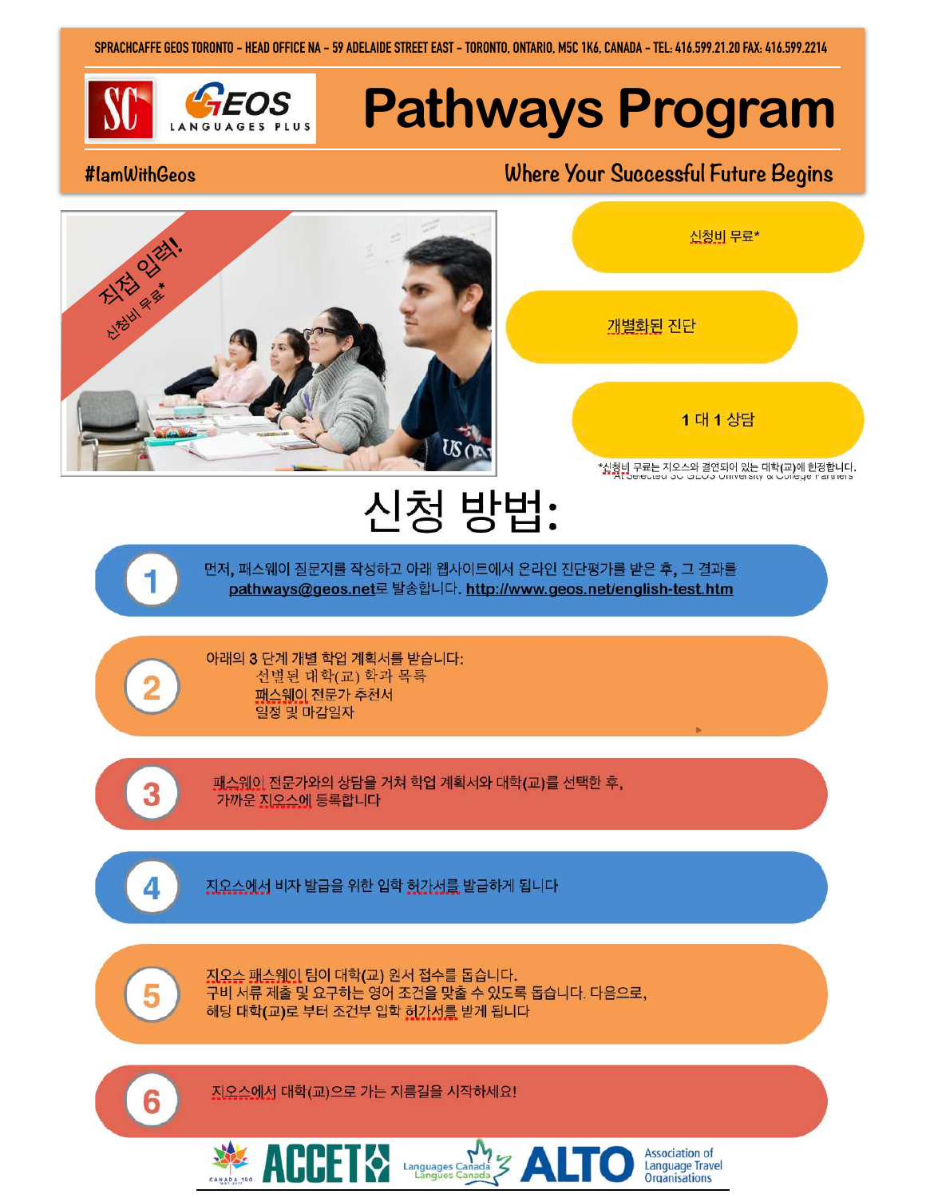SPRACHCAFFE GEOS TORONTO - HEAD OFFICE NA - 59 ADELAIDE STREET EAST - TORONTO, ONTARIO, M5C 1K6, CANADA - TEL: 416.599.21.20 FAX: 416.599.2214

# Pathways Program

#IamWithGeos

Where Your Successful Future Begins

직접 입력!
신청비 무료*

신청비 무료*

개별화된 진단

1 대 1 상담

*신청비 무료는 지오스와 결연되어 있는 대학(교)에 한정합니다.
At Selected SC GEOS University & College Partners

# 신청 방법:

1. 먼저, 패스웨이 질문지를 작성하고 아래 웹사이트에서 온라인 진단평가를 받은 후, 그 결과를 pathways@geos.net로 발송합니다. http://www.geos.net/english-test.htm

2. 아래의 3 단계 개별 학업 계획서를 받습니다:
   - 선별된 대학(교) 학과 목록
   - 패스웨이 전문가 추천서
   - 일정 및 마감일자

3. 패스웨이 전문가와의 상담을 거쳐 학업 계획서와 대학(교)를 선택한 후, 가까운 지오스에 등록합니다

4. 지오스에서 비자 발급을 위한 입학 허가서를 발급하게 됩니다

5. 지오스 패스웨이 팀이 대학(교) 원서 접수를 돕습니다. 구비 서류 제출 및 요구하는 영어 조건을 맞출 수 있도록 돕습니다. 다음으로, 해당 대학(교)로 부터 조건부 입학 허가서를 받게 됩니다

6. 지오스에서 대학(교)으로 가는 지름길을 시작하세요!

CANADA 150 ACCET Languages Canada / Langues Canada ALTO Association of Language Travel Organisations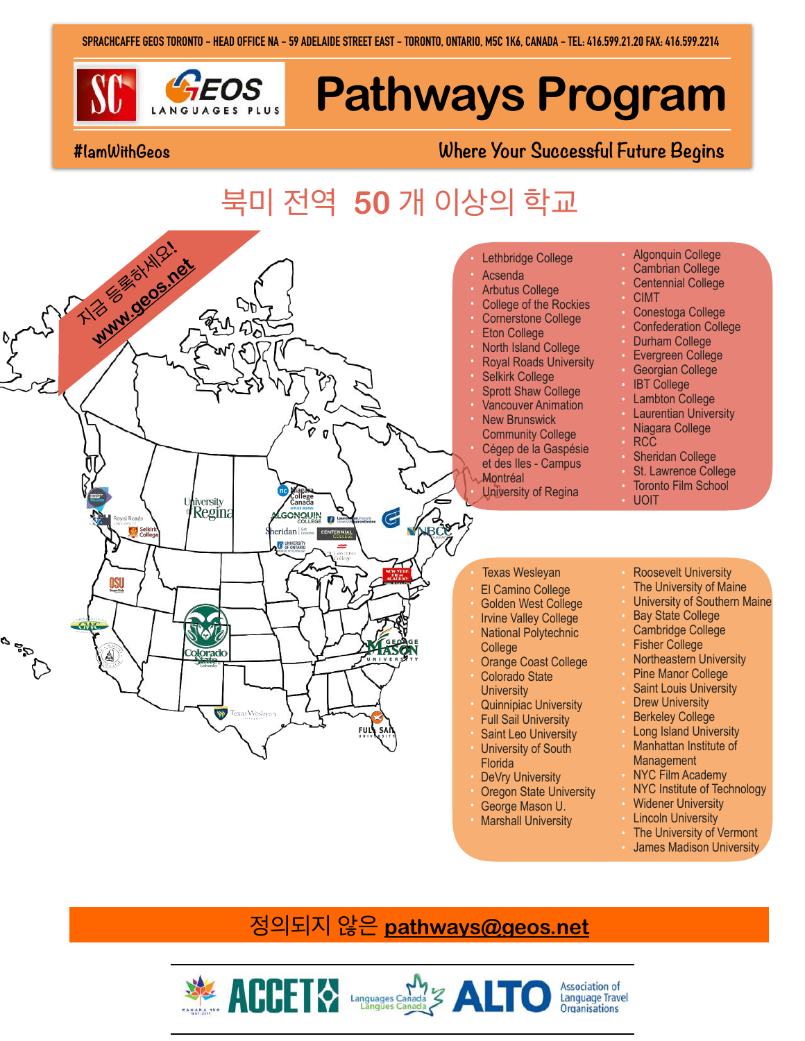SPRACHCAFFE GEOS TORONTO – HEAD OFFICE NA – 59 ADELAIDE STREET EAST – TORONTO, ONTARIO, M5C 1K6, CANADA – TEL: 416.599.21.20 FAX: 416.599.2214

# Pathways Program

#IamWithGeos

Where Your Successful Future Begins

## 북미 전역 50 개 이상의 학교

지금 등록하세요!
www.geos.net

- Lethbridge College
- Acsenda
- Arbutus College
- College of the Rockies
- Cornerstone College
- Eton College
- North Island College
- Royal Roads University
- Selkirk College
- Sprott Shaw College
- Vancouver Animation
- New Brunswick Community College
- Cégep de la Gaspésie et des Iles - Campus Montréal
- University of Regina
- Algonquin College
- Cambrian College
- Centennial College
- CIMT
- Conestoga College
- Confederation College
- Durham College
- Evergreen College
- Georgian College
- IBT College
- Lambton College
- Laurentian University
- Niagara College
- RCC
- Sheridan College
- St. Lawrence College
- Toronto Film School
- UOIT

- Texas Wesleyan
- El Camino College
- Golden West College
- Irvine Valley College
- National Polytechnic College
- Orange Coast College
- Colorado State University
- Quinnipiac University
- Full Sail University
- Saint Leo University
- University of South Florida
- DeVry University
- Oregon State University
- George Mason U.
- Marshall University
- Roosevelt University
- The University of Maine
- University of Southern Maine
- Bay State College
- Cambridge College
- Fisher College
- Northeastern University
- Pine Manor College
- Saint Louis University
- Drew University
- Berkeley College
- Long Island University
- Manhattan Institute of Management
- NYC Film Academy
- NYC Institute of Technology
- Widener University
- Lincoln University
- The University of Vermont
- James Madison University

정의되지 않은 pathways@geos.net

ACCET · Languages Canada / Langues Canada · ALTO Association of Language Travel Organisations